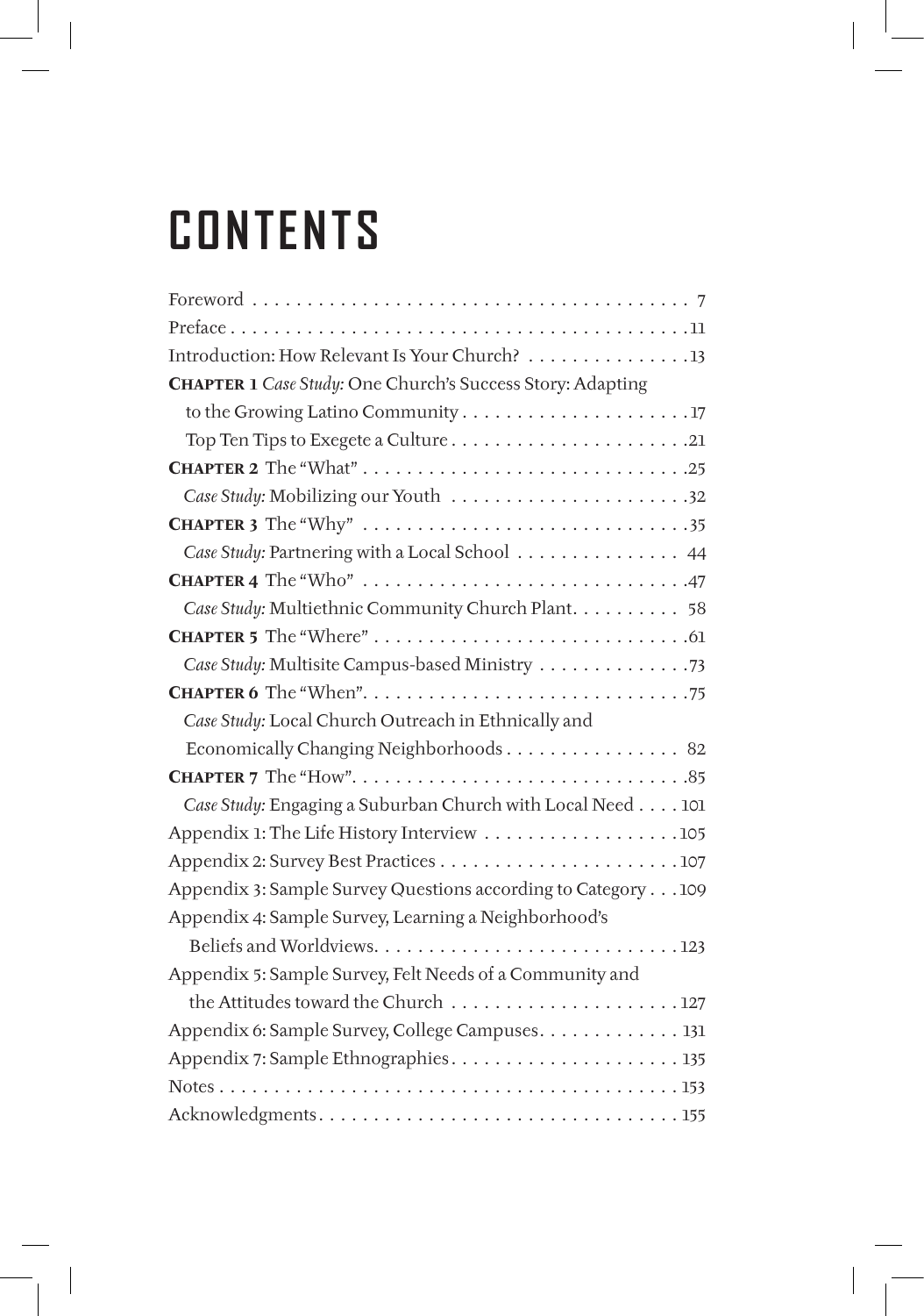# CONTENTS

Foreword . . . . . . . . . . . . . . . . . . . . . . . . . . . . . . . . . . . . . . . . 7
Preface . . . . . . . . . . . . . . . . . . . . . . . . . . . . . . . . . . . . . . . . . . 11
Introduction: How Relevant Is Your Church? . . . . . . . . . . . . . . . 13
**CHAPTER 1** *Case Study:* One Church's Success Story: Adapting
to the Growing Latino Community . . . . . . . . . . . . . . . . . . . . . 17
Top Ten Tips to Exegete a Culture . . . . . . . . . . . . . . . . . . . . . . 21
**CHAPTER 2** The "What" . . . . . . . . . . . . . . . . . . . . . . . . . . . . . 25
*Case Study:* Mobilizing our Youth . . . . . . . . . . . . . . . . . . . . . . 32
**CHAPTER 3** The "Why" . . . . . . . . . . . . . . . . . . . . . . . . . . . . . . 35
*Case Study:* Partnering with a Local School . . . . . . . . . . . . . . . 44
**CHAPTER 4** The "Who" . . . . . . . . . . . . . . . . . . . . . . . . . . . . . . 47
*Case Study:* Multiethnic Community Church Plant. . . . . . . . . . 58
**CHAPTER 5** The "Where" . . . . . . . . . . . . . . . . . . . . . . . . . . . . 61
*Case Study:* Multisite Campus-based Ministry . . . . . . . . . . . . . 73
**CHAPTER 6** The "When". . . . . . . . . . . . . . . . . . . . . . . . . . . . . 75
*Case Study:* Local Church Outreach in Ethnically and
Economically Changing Neighborhoods . . . . . . . . . . . . . . . . 82
**CHAPTER 7** The "How". . . . . . . . . . . . . . . . . . . . . . . . . . . . . . 85
*Case Study:* Engaging a Suburban Church with Local Need . . . . 101
Appendix 1: The Life History Interview . . . . . . . . . . . . . . . . . . 105
Appendix 2: Survey Best Practices . . . . . . . . . . . . . . . . . . . . . . 107
Appendix 3: Sample Survey Questions according to Category . . . 109
Appendix 4: Sample Survey, Learning a Neighborhood's
Beliefs and Worldviews. . . . . . . . . . . . . . . . . . . . . . . . . . . . 123
Appendix 5: Sample Survey, Felt Needs of a Community and
the Attitudes toward the Church . . . . . . . . . . . . . . . . . . . . . 127
Appendix 6: Sample Survey, College Campuses. . . . . . . . . . . . . 131
Appendix 7: Sample Ethnographies. . . . . . . . . . . . . . . . . . . . . 135
Notes . . . . . . . . . . . . . . . . . . . . . . . . . . . . . . . . . . . . . . . . . 153
Acknowledgments. . . . . . . . . . . . . . . . . . . . . . . . . . . . . . . . . 155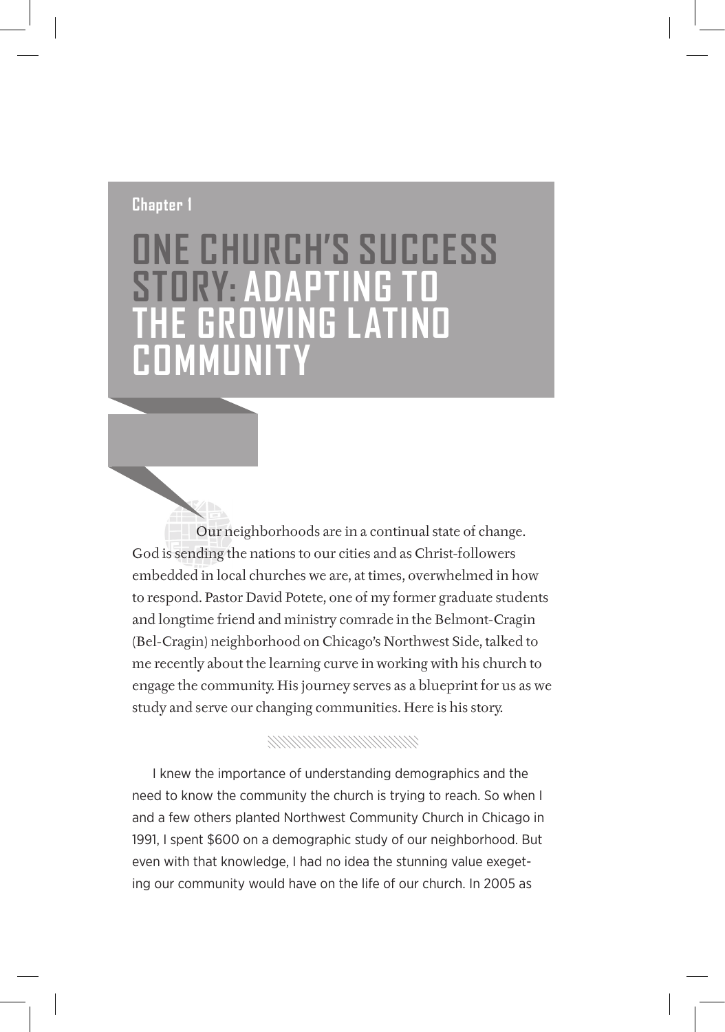Chapter 1

# ONE CHURCH'S SUCCESS STORY: ADAPTING TO THE GROWING LATINO COMMUNITY

Our neighborhoods are in a continual state of change. God is sending the nations to our cities and as Christ-followers embedded in local churches we are, at times, overwhelmed in how to respond. Pastor David Potete, one of my former graduate students and longtime friend and ministry comrade in the Belmont-Cragin (Bel-Cragin) neighborhood on Chicago's Northwest Side, talked to me recently about the learning curve in working with his church to engage the community. His journey serves as a blueprint for us as we study and serve our changing communities. Here is his story.

I knew the importance of understanding demographics and the need to know the community the church is trying to reach. So when I and a few others planted Northwest Community Church in Chicago in 1991, I spent $600 on a demographic study of our neighborhood. But even with that knowledge, I had no idea the stunning value exegeting our community would have on the life of our church. In 2005 as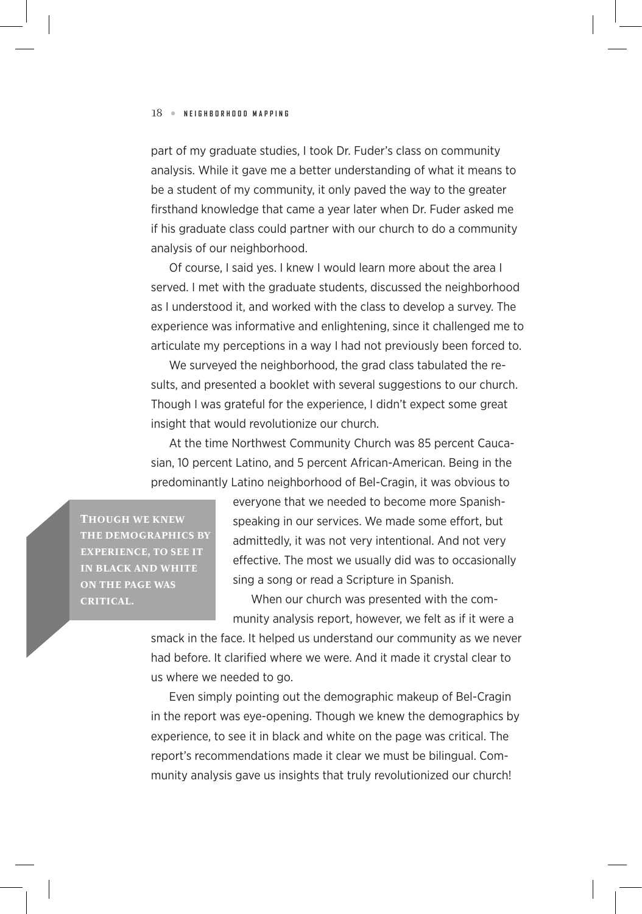part of my graduate studies, I took Dr. Fuder's class on community analysis. While it gave me a better understanding of what it means to be a student of my community, it only paved the way to the greater firsthand knowledge that came a year later when Dr. Fuder asked me if his graduate class could partner with our church to do a community analysis of our neighborhood.

Of course, I said yes. I knew I would learn more about the area I served. I met with the graduate students, discussed the neighborhood as I understood it, and worked with the class to develop a survey. The experience was informative and enlightening, since it challenged me to articulate my perceptions in a way I had not previously been forced to.

We surveyed the neighborhood, the grad class tabulated the results, and presented a booklet with several suggestions to our church. Though I was grateful for the experience, I didn't expect some great insight that would revolutionize our church.

At the time Northwest Community Church was 85 percent Caucasian, 10 percent Latino, and 5 percent African-American. Being in the predominantly Latino neighborhood of Bel-Cragin, it was obvious to everyone that we needed to become more Spanish-speaking in our services. We made some effort, but admittedly, it was not very intentional. And not very effective. The most we usually did was to occasionally sing a song or read a Scripture in Spanish.

> **THOUGH WE KNEW THE DEMOGRAPHICS BY EXPERIENCE, TO SEE IT IN BLACK AND WHITE ON THE PAGE WAS CRITICAL.**

When our church was presented with the community analysis report, however, we felt as if it were a smack in the face. It helped us understand our community as we never had before. It clarified where we were. And it made it crystal clear to us where we needed to go.

Even simply pointing out the demographic makeup of Bel-Cragin in the report was eye-opening. Though we knew the demographics by experience, to see it in black and white on the page was critical. The report's recommendations made it clear we must be bilingual. Community analysis gave us insights that truly revolutionized our church!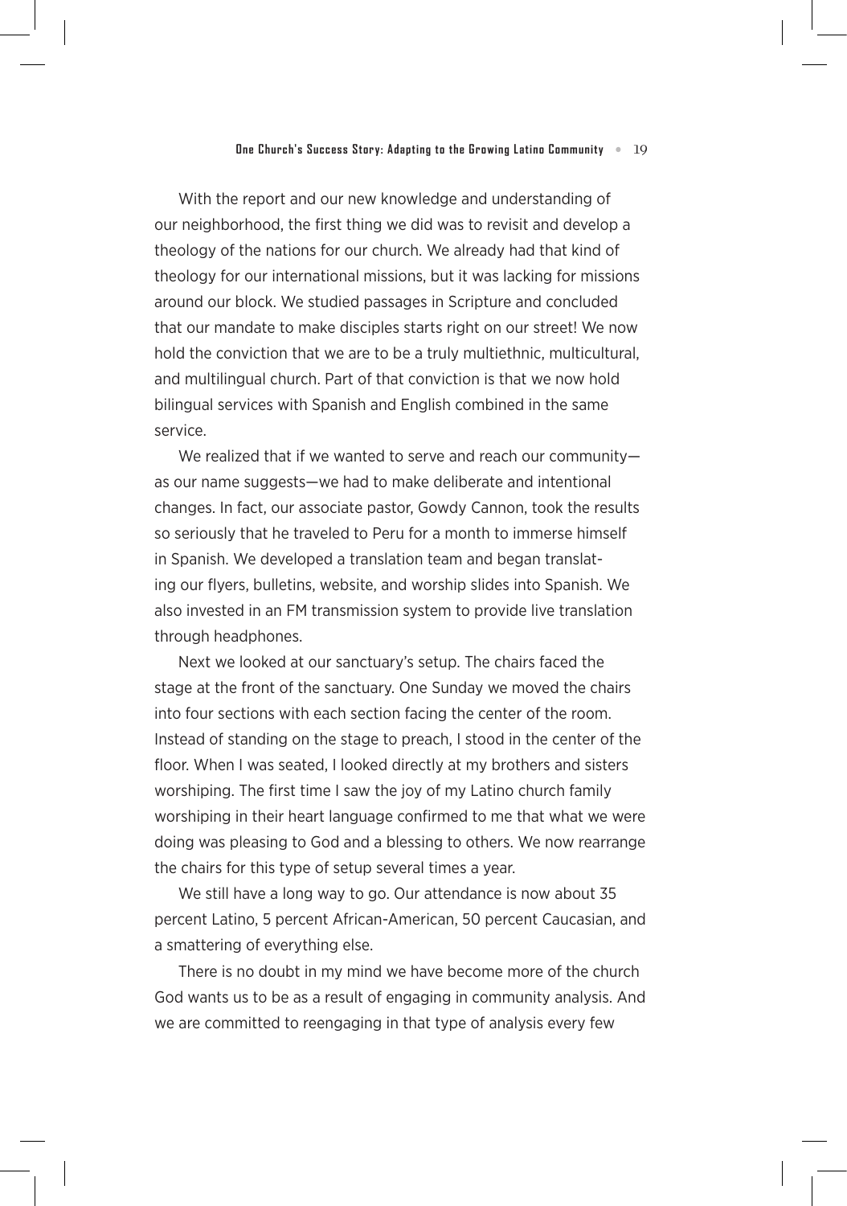With the report and our new knowledge and understanding of our neighborhood, the first thing we did was to revisit and develop a theology of the nations for our church. We already had that kind of theology for our international missions, but it was lacking for missions around our block. We studied passages in Scripture and concluded that our mandate to make disciples starts right on our street! We now hold the conviction that we are to be a truly multiethnic, multicultural, and multilingual church. Part of that conviction is that we now hold bilingual services with Spanish and English combined in the same service.

We realized that if we wanted to serve and reach our community—as our name suggests—we had to make deliberate and intentional changes. In fact, our associate pastor, Gowdy Cannon, took the results so seriously that he traveled to Peru for a month to immerse himself in Spanish. We developed a translation team and began translating our flyers, bulletins, website, and worship slides into Spanish. We also invested in an FM transmission system to provide live translation through headphones.

Next we looked at our sanctuary's setup. The chairs faced the stage at the front of the sanctuary. One Sunday we moved the chairs into four sections with each section facing the center of the room. Instead of standing on the stage to preach, I stood in the center of the floor. When I was seated, I looked directly at my brothers and sisters worshiping. The first time I saw the joy of my Latino church family worshiping in their heart language confirmed to me that what we were doing was pleasing to God and a blessing to others. We now rearrange the chairs for this type of setup several times a year.

We still have a long way to go. Our attendance is now about 35 percent Latino, 5 percent African-American, 50 percent Caucasian, and a smattering of everything else.

There is no doubt in my mind we have become more of the church God wants us to be as a result of engaging in community analysis. And we are committed to reengaging in that type of analysis every few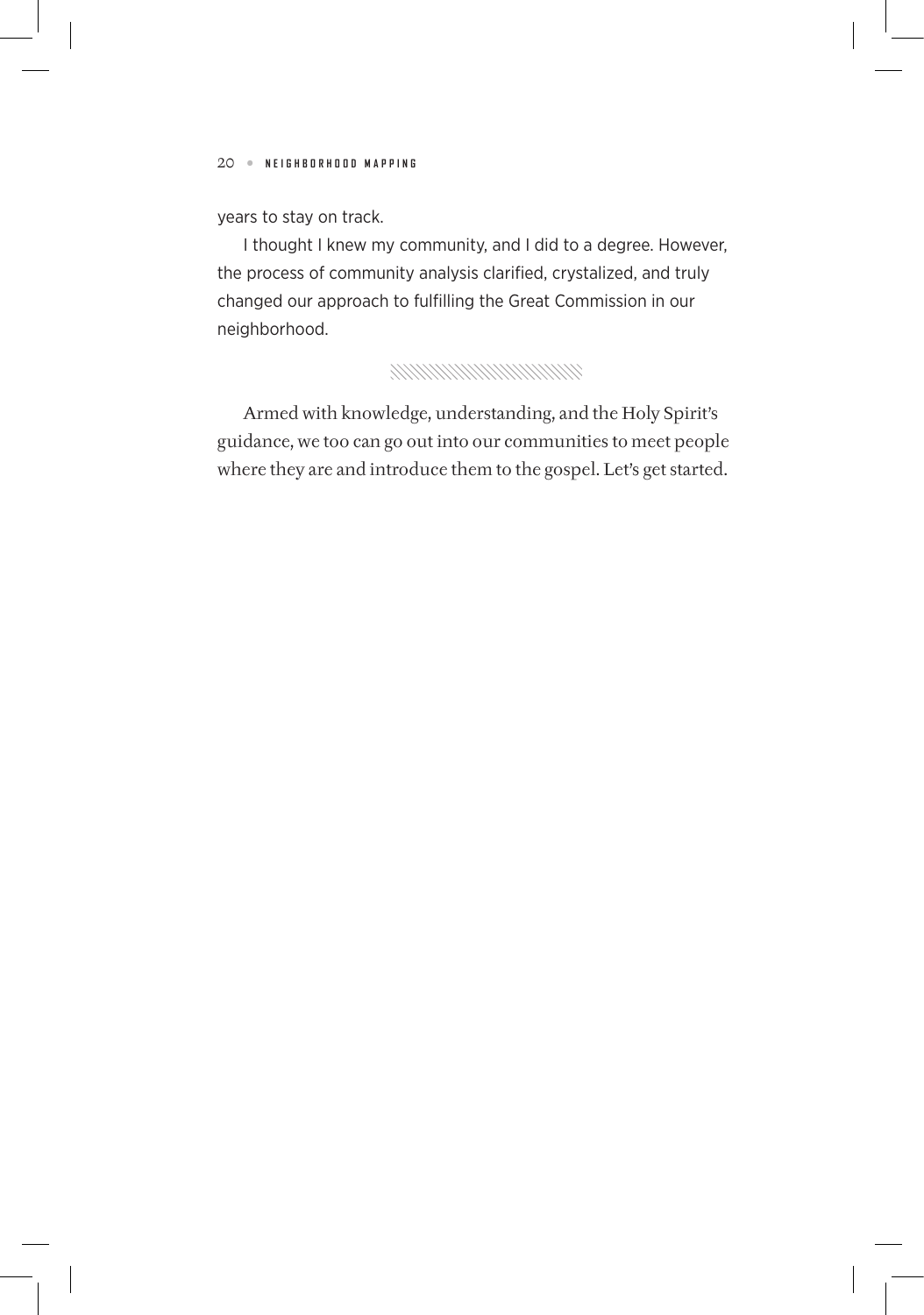years to stay on track.

I thought I knew my community, and I did to a degree. However, the process of community analysis clarified, crystalized, and truly changed our approach to fulfilling the Great Commission in our neighborhood.

---

Armed with knowledge, understanding, and the Holy Spirit's guidance, we too can go out into our communities to meet people where they are and introduce them to the gospel. Let's get started.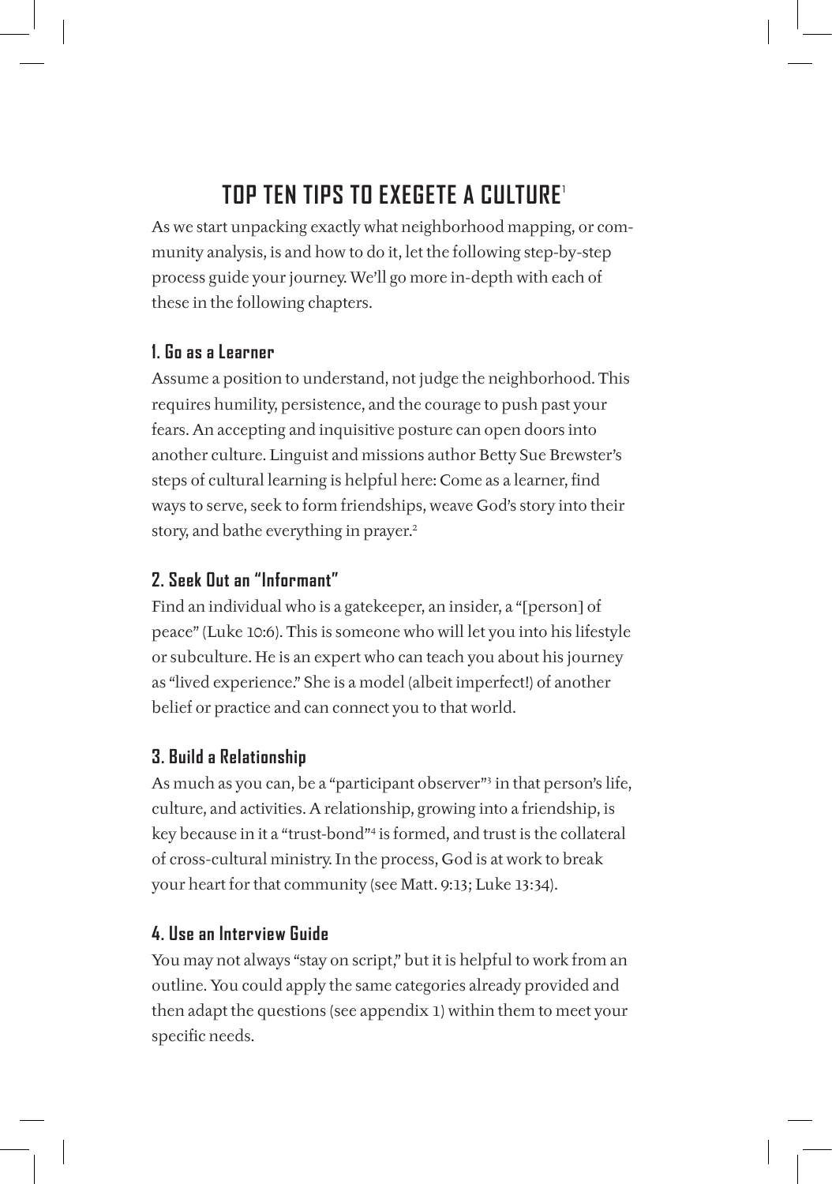# TOP TEN TIPS TO EXEGETE A CULTURE[1]

As we start unpacking exactly what neighborhood mapping, or community analysis, is and how to do it, let the following step-by-step process guide your journey. We'll go more in-depth with each of these in the following chapters.

### 1. Go as a Learner

Assume a position to understand, not judge the neighborhood. This requires humility, persistence, and the courage to push past your fears. An accepting and inquisitive posture can open doors into another culture. Linguist and missions author Betty Sue Brewster's steps of cultural learning is helpful here: Come as a learner, find ways to serve, seek to form friendships, weave God's story into their story, and bathe everything in prayer.[2]

### 2. Seek Out an "Informant"

Find an individual who is a gatekeeper, an insider, a "[person] of peace" (Luke 10:6). This is someone who will let you into his lifestyle or subculture. He is an expert who can teach you about his journey as "lived experience." She is a model (albeit imperfect!) of another belief or practice and can connect you to that world.

### 3. Build a Relationship

As much as you can, be a "participant observer"[3] in that person's life, culture, and activities. A relationship, growing into a friendship, is key because in it a "trust-bond"[4] is formed, and trust is the collateral of cross-cultural ministry. In the process, God is at work to break your heart for that community (see Matt. 9:13; Luke 13:34).

### 4. Use an Interview Guide

You may not always "stay on script," but it is helpful to work from an outline. You could apply the same categories already provided and then adapt the questions (see appendix 1) within them to meet your specific needs.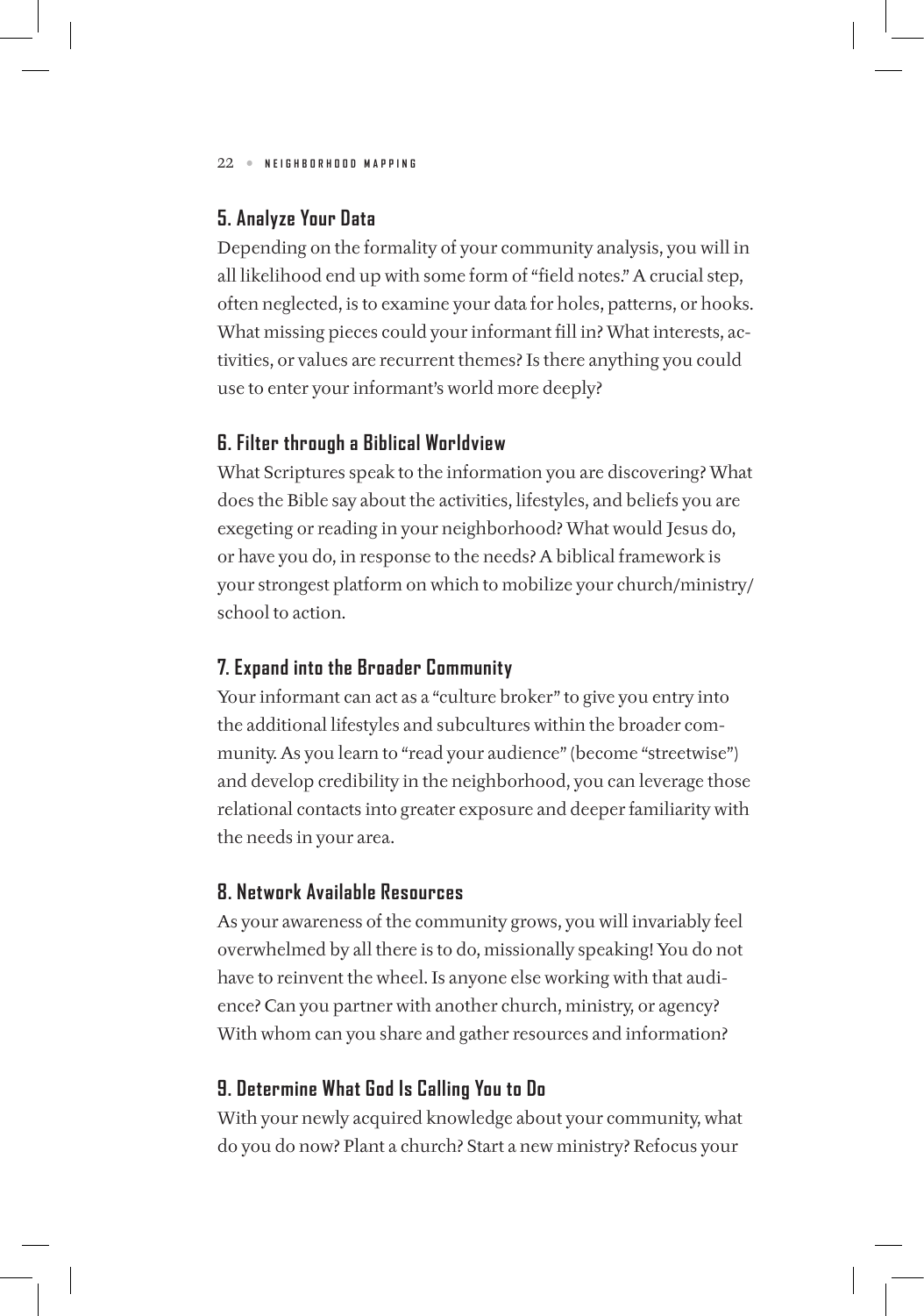## 5. Analyze Your Data

Depending on the formality of your community analysis, you will in all likelihood end up with some form of "field notes." A crucial step, often neglected, is to examine your data for holes, patterns, or hooks. What missing pieces could your informant fill in? What interests, activities, or values are recurrent themes? Is there anything you could use to enter your informant's world more deeply?

## 6. Filter through a Biblical Worldview

What Scriptures speak to the information you are discovering? What does the Bible say about the activities, lifestyles, and beliefs you are exegeting or reading in your neighborhood? What would Jesus do, or have you do, in response to the needs? A biblical framework is your strongest platform on which to mobilize your church/ministry/school to action.

## 7. Expand into the Broader Community

Your informant can act as a "culture broker" to give you entry into the additional lifestyles and subcultures within the broader community. As you learn to "read your audience" (become "streetwise") and develop credibility in the neighborhood, you can leverage those relational contacts into greater exposure and deeper familiarity with the needs in your area.

## 8. Network Available Resources

As your awareness of the community grows, you will invariably feel overwhelmed by all there is to do, missionally speaking! You do not have to reinvent the wheel. Is anyone else working with that audience? Can you partner with another church, ministry, or agency? With whom can you share and gather resources and information?

## 9. Determine What God Is Calling You to Do

With your newly acquired knowledge about your community, what do you do now? Plant a church? Start a new ministry? Refocus your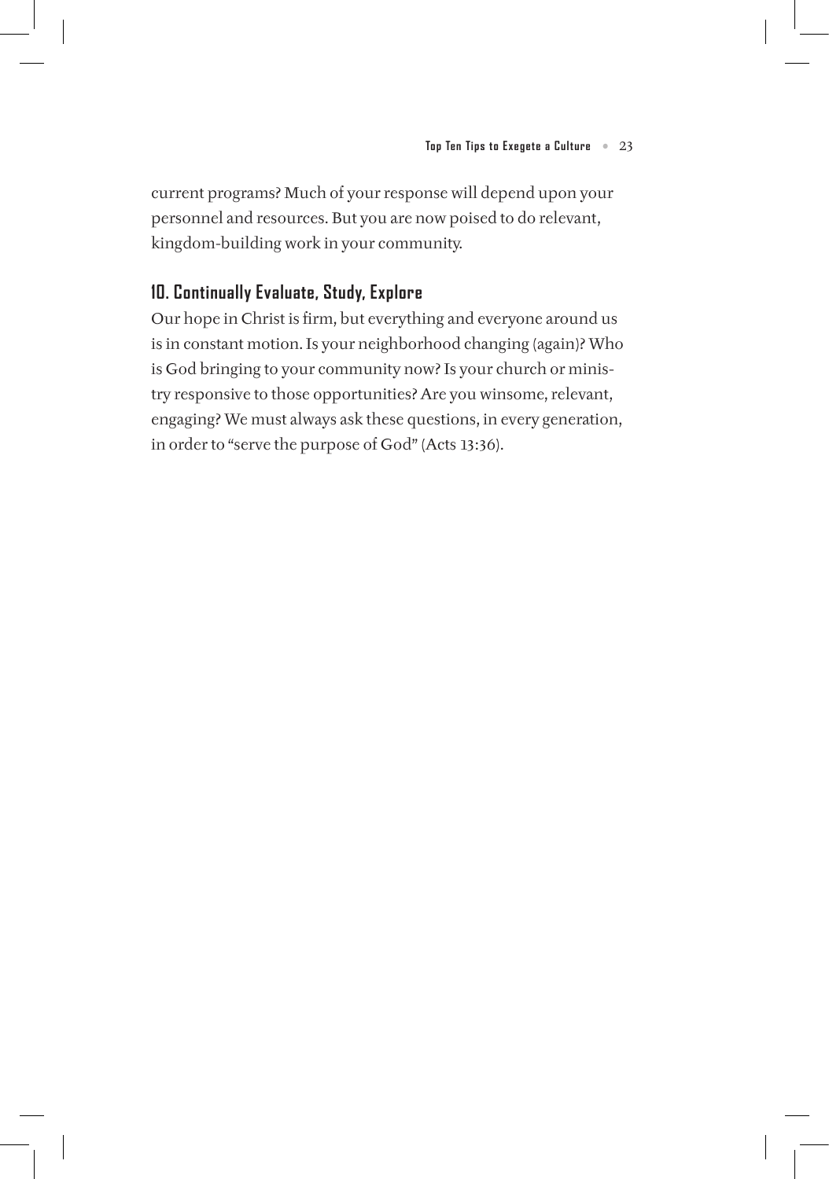current programs? Much of your response will depend upon your personnel and resources. But you are now poised to do relevant, kingdom-building work in your community.

### 10. Continually Evaluate, Study, Explore

Our hope in Christ is firm, but everything and everyone around us is in constant motion. Is your neighborhood changing (again)? Who is God bringing to your community now? Is your church or ministry responsive to those opportunities? Are you winsome, relevant, engaging? We must always ask these questions, in every generation, in order to "serve the purpose of God" (Acts 13:36).